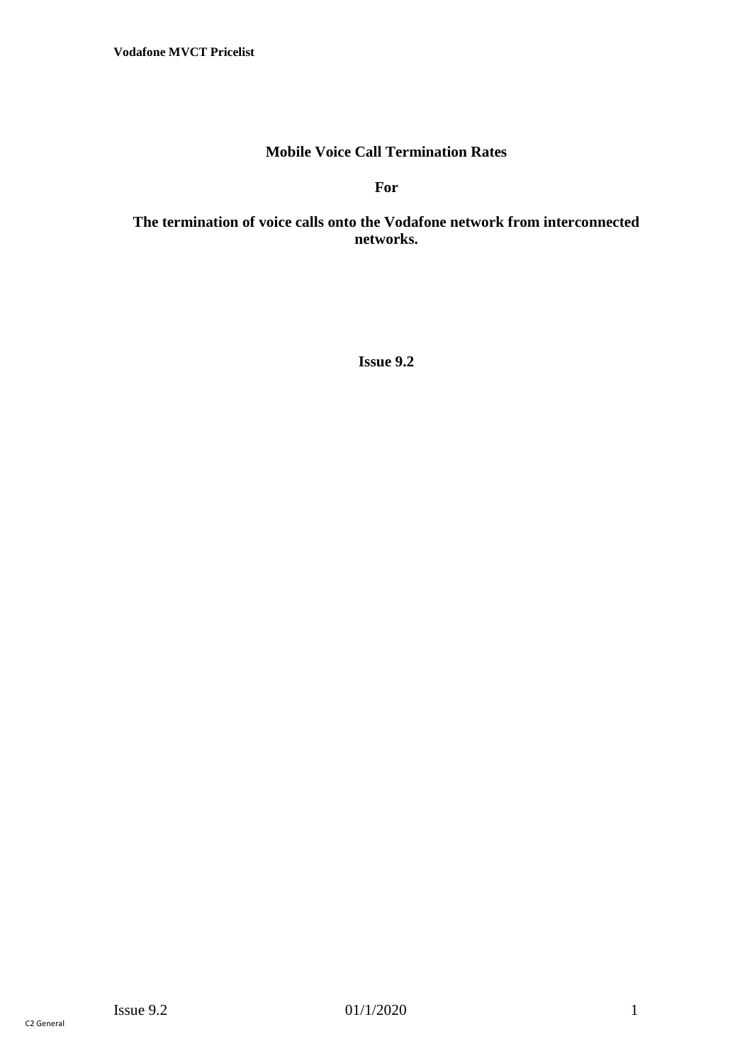# Mobile Voice Call Termination Rates

**For**

**The termination of voice calls onto the Vodafone network from interconnected networks.**

**Issue 9.2**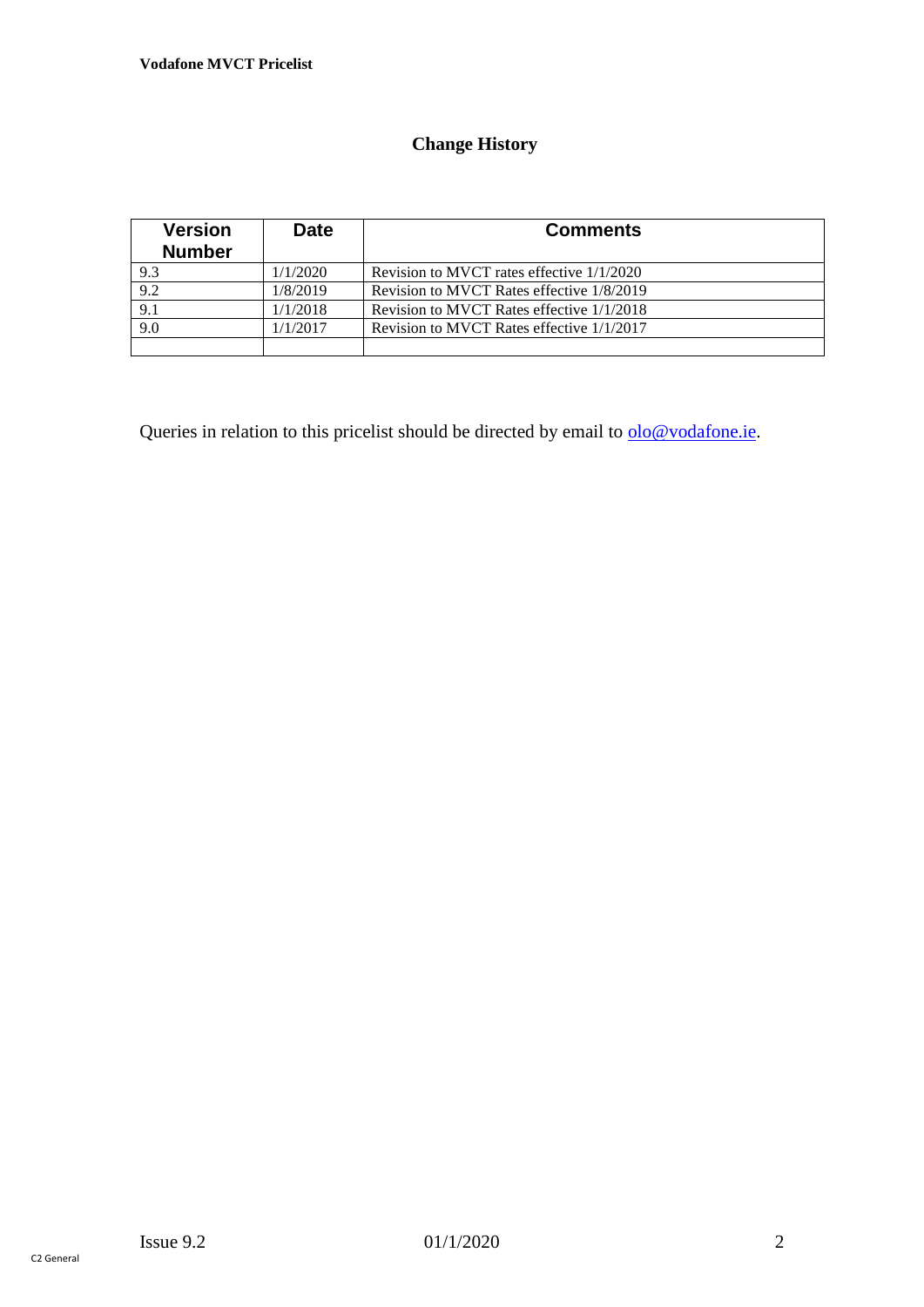## Change History

| Version Number | Date | Comments |
|---|---|---|
| 9.3 | 1/1/2020 | Revision to MVCT rates effective 1/1/2020 |
| 9.2 | 1/8/2019 | Revision to MVCT Rates effective 1/8/2019 |
| 9.1 | 1/1/2018 | Revision to MVCT Rates effective 1/1/2018 |
| 9.0 | 1/1/2017 | Revision to MVCT Rates effective 1/1/2017 |
| | | |

Queries in relation to this pricelist should be directed by email to olo@vodafone.ie.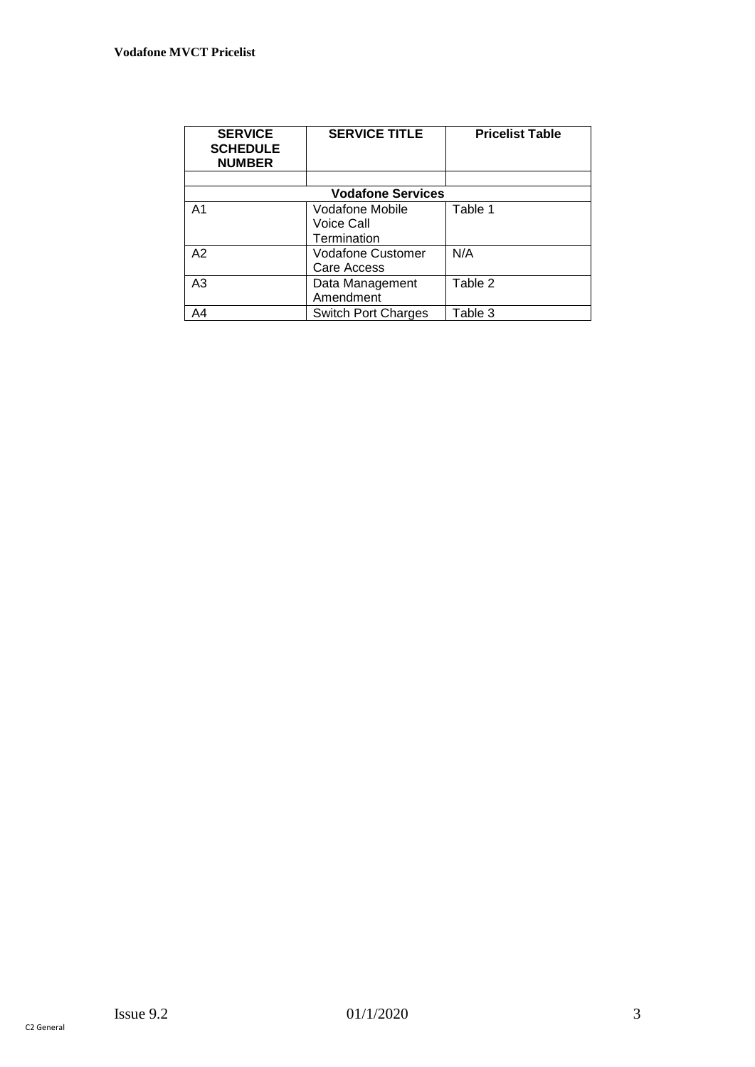| SERVICE SCHEDULE NUMBER | SERVICE TITLE | Pricelist Table |
|---|---|---|
| | | |
| **Vodafone Services** | | |
| A1 | Vodafone Mobile Voice Call Termination | Table 1 |
| A2 | Vodafone Customer Care Access | N/A |
| A3 | Data Management Amendment | Table 2 |
| A4 | Switch Port Charges | Table 3 |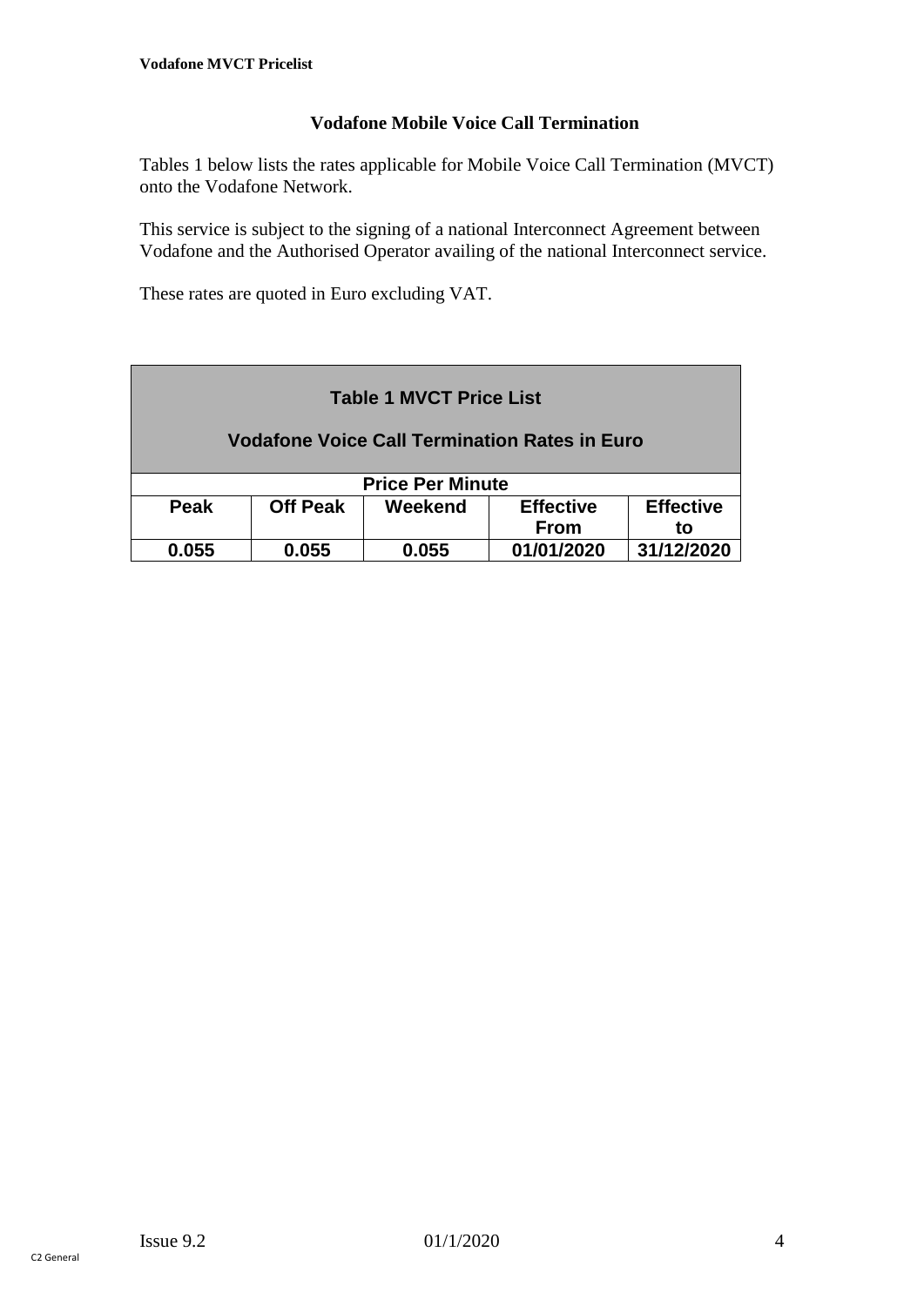## Vodafone Mobile Voice Call Termination

Tables 1 below lists the rates applicable for Mobile Voice Call Termination (MVCT) onto the Vodafone Network.

This service is subject to the signing of a national Interconnect Agreement between Vodafone and the Authorised Operator availing of the national Interconnect service.

These rates are quoted in Euro excluding VAT.

**Table 1 MVCT Price List**

**Vodafone Voice Call Termination Rates in Euro**

| Price Per Minute | | | | |
|---|---|---|---|---|
| **Peak** | **Off Peak** | **Weekend** | **Effective From** | **Effective to** |
| **0.055** | **0.055** | **0.055** | **01/01/2020** | **31/12/2020** |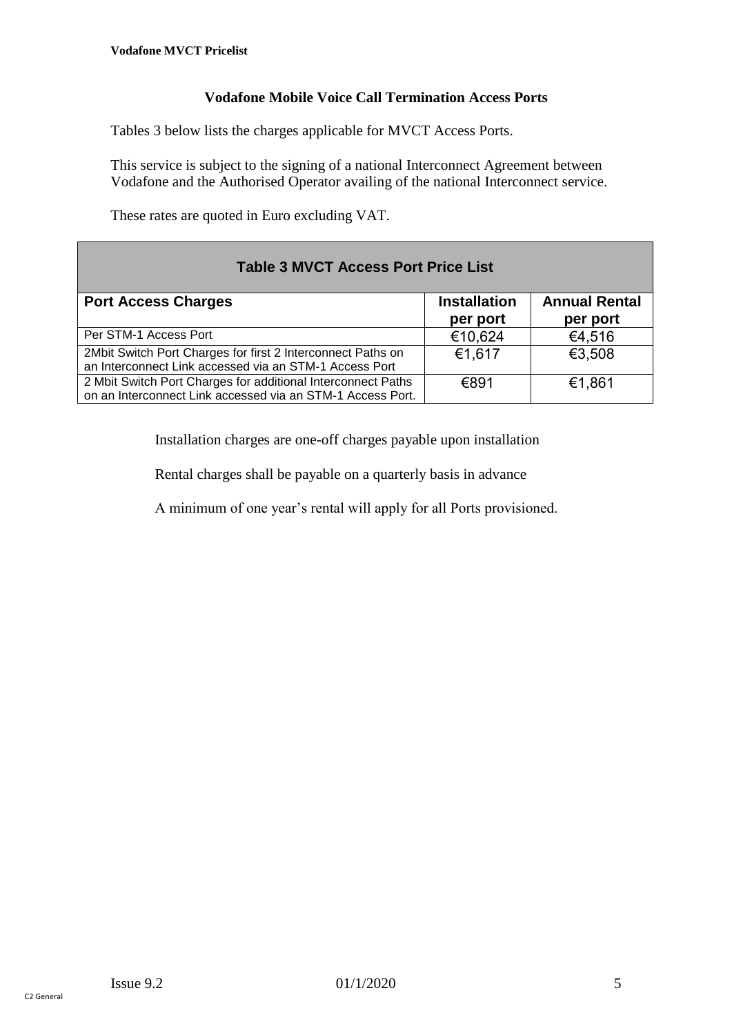## Vodafone Mobile Voice Call Termination Access Ports

Tables 3 below lists the charges applicable for MVCT Access Ports.

This service is subject to the signing of a national Interconnect Agreement between Vodafone and the Authorised Operator availing of the national Interconnect service.

These rates are quoted in Euro excluding VAT.

| **Table 3 MVCT Access Port Price List** | | |
|---|---|---|
| **Port Access Charges** | **Installation per port** | **Annual Rental per port** |
| Per STM-1 Access Port | €10,624 | €4,516 |
| 2Mbit Switch Port Charges for first 2 Interconnect Paths on an Interconnect Link accessed via an STM-1 Access Port | €1,617 | €3,508 |
| 2 Mbit Switch Port Charges for additional Interconnect Paths on an Interconnect Link accessed via an STM-1 Access Port. | €891 | €1,861 |

Installation charges are one-off charges payable upon installation

Rental charges shall be payable on a quarterly basis in advance

A minimum of one year's rental will apply for all Ports provisioned.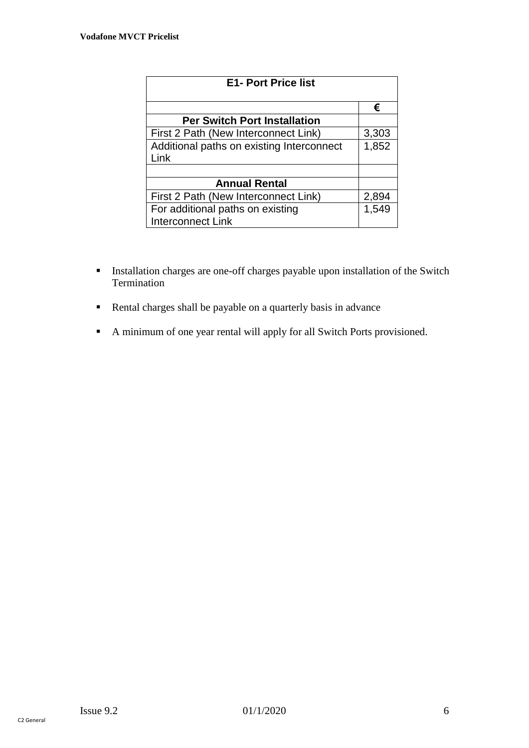| E1- Port Price list | |
|---|---|
| | € |
| **Per Switch Port Installation** | |
| First 2 Path (New Interconnect Link) | 3,303 |
| Additional paths on existing Interconnect Link | 1,852 |
| | |
| **Annual Rental** | |
| First 2 Path (New Interconnect Link) | 2,894 |
| For additional paths on existing Interconnect Link | 1,549 |

- Installation charges are one-off charges payable upon installation of the Switch Termination
- Rental charges shall be payable on a quarterly basis in advance
- A minimum of one year rental will apply for all Switch Ports provisioned.